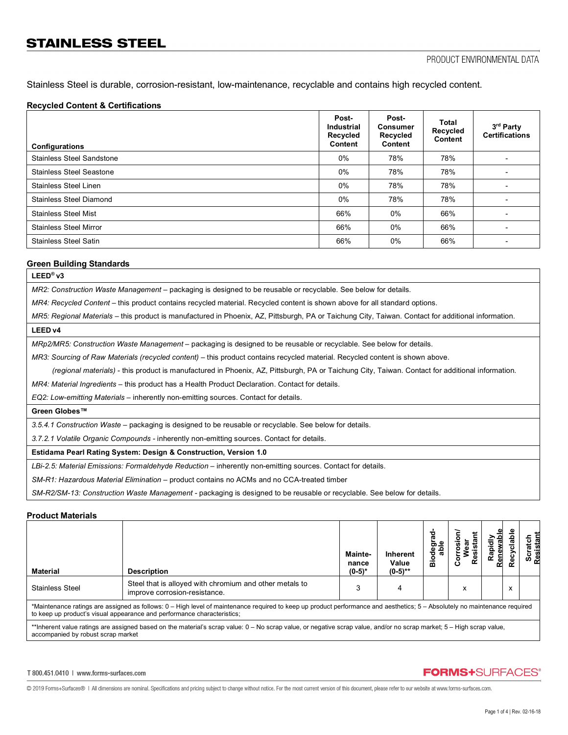# STAINLESS STEEL

PRODUCT ENVIRONMENTAL DATA

Stainless Steel is durable, corrosion-resistant, low-maintenance, recyclable and contains high recycled content.

### Recycled Content & Certifications

| Configurations | Post-Industrial Recycled Content | Post-Consumer Recycled Content | Total Recycled Content | 3rd Party Certifications |
|---|---|---|---|---|
| Stainless Steel Sandstone | 0% | 78% | 78% | - |
| Stainless Steel Seastone | 0% | 78% | 78% | - |
| Stainless Steel Linen | 0% | 78% | 78% | - |
| Stainless Steel Diamond | 0% | 78% | 78% | - |
| Stainless Steel Mist | 66% | 0% | 66% | - |
| Stainless Steel Mirror | 66% | 0% | 66% | - |
| Stainless Steel Satin | 66% | 0% | 66% | - |

### Green Building Standards

**LEED® v3**

*MR2: Construction Waste Management* – packaging is designed to be reusable or recyclable. See below for details.

*MR4: Recycled Content* – this product contains recycled material. Recycled content is shown above for all standard options.

*MR5: Regional Materials* – this product is manufactured in Phoenix, AZ, Pittsburgh, PA or Taichung City, Taiwan. Contact for additional information.

**LEED v4**

*MRp2/MR5: Construction Waste Management* – packaging is designed to be reusable or recyclable. See below for details.

*MR3: Sourcing of Raw Materials (recycled content)* – this product contains recycled material. Recycled content is shown above.

*(regional materials)* - this product is manufactured in Phoenix, AZ, Pittsburgh, PA or Taichung City, Taiwan. Contact for additional information.

*MR4: Material Ingredients* – this product has a Health Product Declaration. Contact for details.

*EQ2: Low-emitting Materials* – inherently non-emitting sources. Contact for details.

**Green Globes™**

*3.5.4.1 Construction Waste* – packaging is designed to be reusable or recyclable. See below for details.

*3.7.2.1 Volatile Organic Compounds* - inherently non-emitting sources. Contact for details.

**Estidama Pearl Rating System: Design & Construction, Version 1.0**

*LBi-2.5: Material Emissions: Formaldehyde Reduction* – inherently non-emitting sources. Contact for details.

*SM-R1: Hazardous Material Elimination* – product contains no ACMs and no CCA-treated timber

*SM-R2/SM-13: Construction Waste Management* - packaging is designed to be reusable or recyclable. See below for details.

### Product Materials

| Material | Description | Maintenance (0-5)* | Inherent Value (0-5)** | Biodegradable | Corrosion/ Wear Resistant | Rapidly Renewable | Recyclable | Scratch Resistant |
|---|---|---|---|---|---|---|---|---|
| Stainless Steel | Steel that is alloyed with chromium and other metals to improve corrosion-resistance. | 3 | 4 | | x | | x | |

*Maintenance ratings are assigned as follows: 0 – High level of maintenance required to keep up product performance and aesthetics; 5 – Absolutely no maintenance required to keep up product's visual appearance and performance characteristics;

**Inherent value ratings are assigned based on the material's scrap value: 0 – No scrap value, or negative scrap value, and/or no scrap market; 5 – High scrap value, accompanied by robust scrap market

T 800.451.0410 | www.forms-surfaces.com

FORMS+SURFACES®

© 2019 Forms+Surfaces® | All dimensions are nominal. Specifications and pricing subject to change without notice. For the most current version of this document, please refer to our website at www.forms-surfaces.com.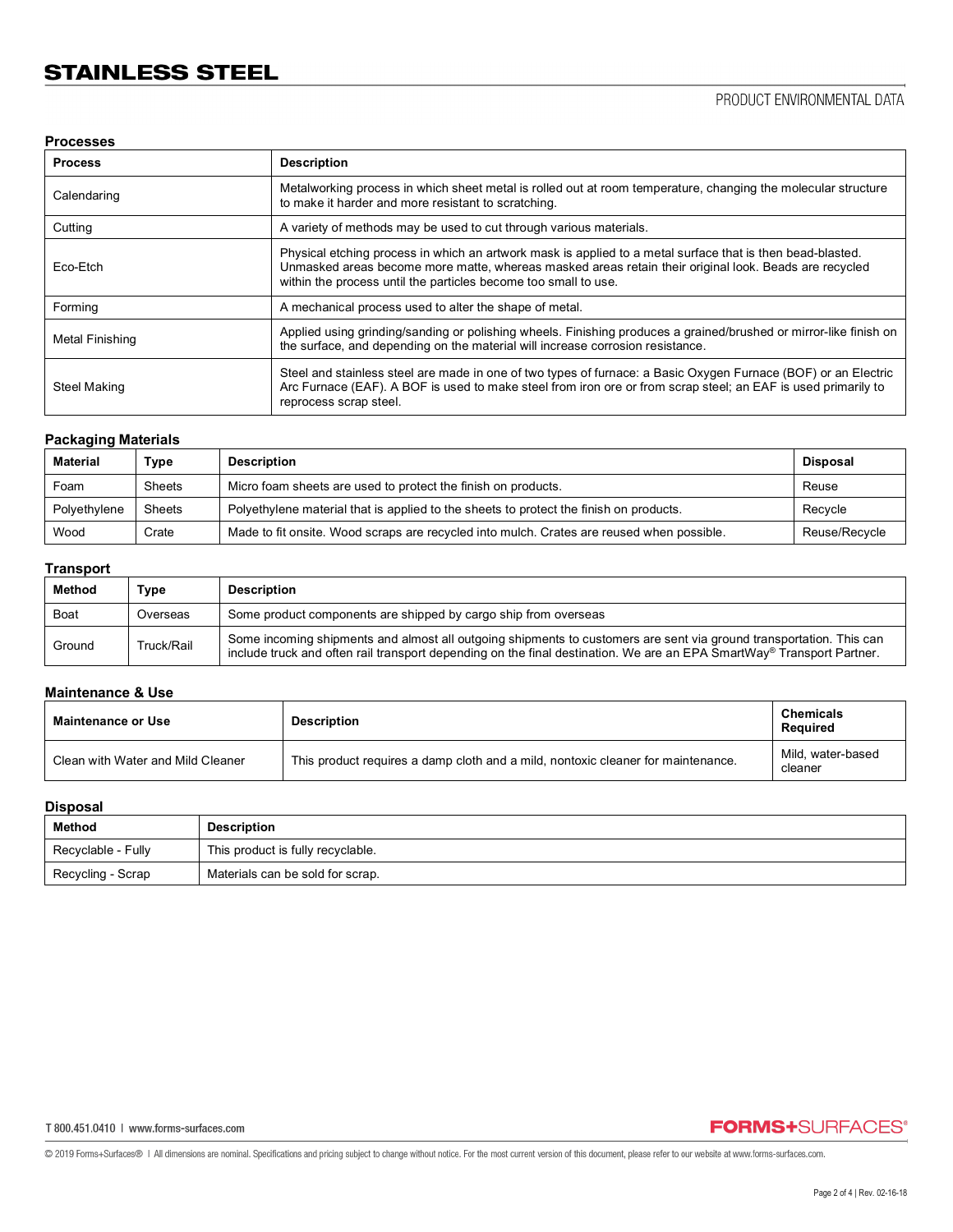# STAINLESS STEEL

PRODUCT ENVIRONMENTAL DATA

## Processes

| Process | Description |
|---|---|
| Calendaring | Metalworking process in which sheet metal is rolled out at room temperature, changing the molecular structure to make it harder and more resistant to scratching. |
| Cutting | A variety of methods may be used to cut through various materials. |
| Eco-Etch | Physical etching process in which an artwork mask is applied to a metal surface that is then bead-blasted. Unmasked areas become more matte, whereas masked areas retain their original look. Beads are recycled within the process until the particles become too small to use. |
| Forming | A mechanical process used to alter the shape of metal. |
| Metal Finishing | Applied using grinding/sanding or polishing wheels. Finishing produces a grained/brushed or mirror-like finish on the surface, and depending on the material will increase corrosion resistance. |
| Steel Making | Steel and stainless steel are made in one of two types of furnace: a Basic Oxygen Furnace (BOF) or an Electric Arc Furnace (EAF). A BOF is used to make steel from iron ore or from scrap steel; an EAF is used primarily to reprocess scrap steel. |

## Packaging Materials

| Material | Type | Description | Disposal |
|---|---|---|---|
| Foam | Sheets | Micro foam sheets are used to protect the finish on products. | Reuse |
| Polyethylene | Sheets | Polyethylene material that is applied to the sheets to protect the finish on products. | Recycle |
| Wood | Crate | Made to fit onsite. Wood scraps are recycled into mulch. Crates are reused when possible. | Reuse/Recycle |

## Transport

| Method | Type | Description |
|---|---|---|
| Boat | Overseas | Some product components are shipped by cargo ship from overseas |
| Ground | Truck/Rail | Some incoming shipments and almost all outgoing shipments to customers are sent via ground transportation. This can include truck and often rail transport depending on the final destination. We are an EPA SmartWay® Transport Partner. |

## Maintenance & Use

| Maintenance or Use | Description | Chemicals Required |
|---|---|---|
| Clean with Water and Mild Cleaner | This product requires a damp cloth and a mild, nontoxic cleaner for maintenance. | Mild, water-based cleaner |

## Disposal

| Method | Description |
|---|---|
| Recyclable - Fully | This product is fully recyclable. |
| Recycling - Scrap | Materials can be sold for scrap. |

T 800.451.0410 | www.forms-surfaces.com

© 2019 Forms+Surfaces® | All dimensions are nominal. Specifications and pricing subject to change without notice. For the most current version of this document, please refer to our website at www.forms-surfaces.com.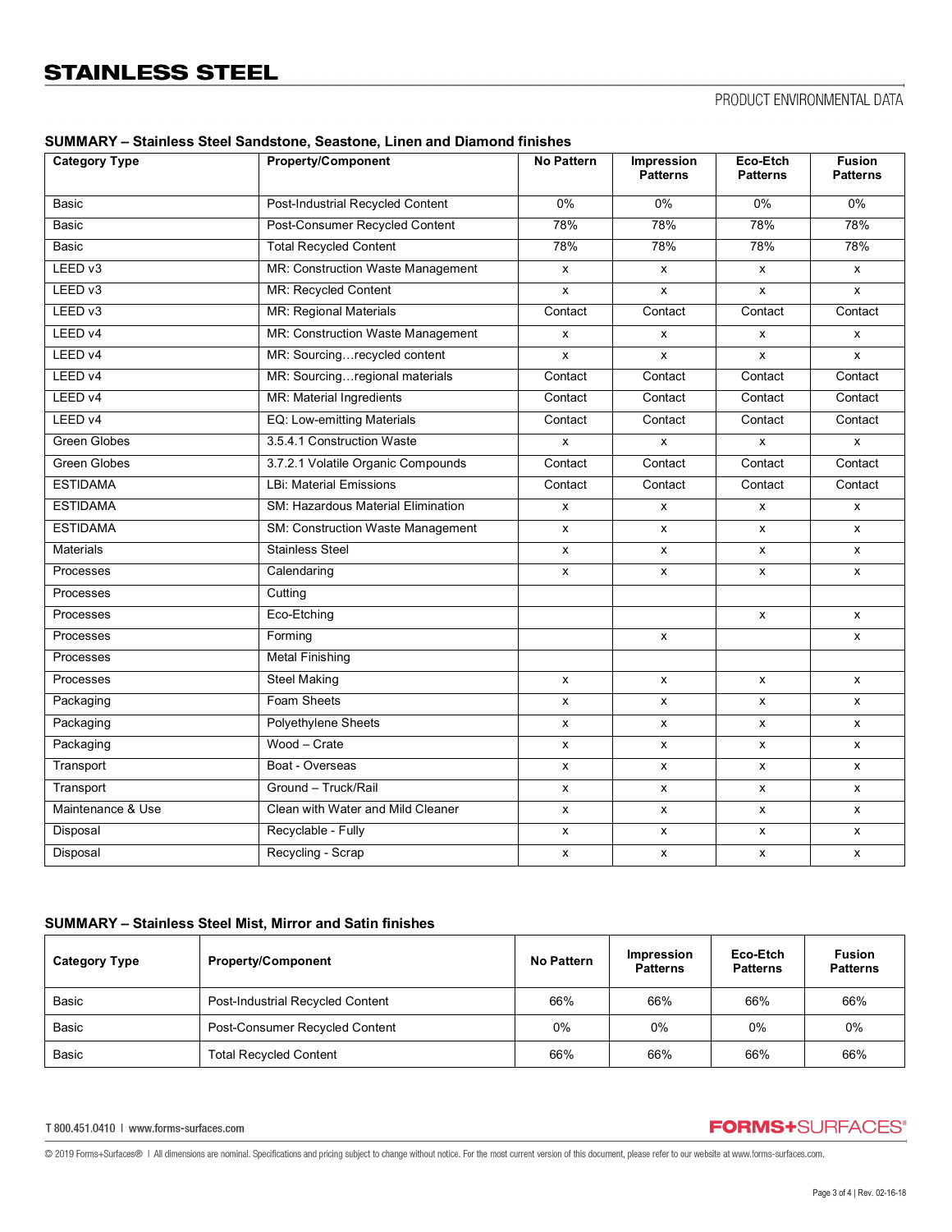# STAINLESS STEEL

PRODUCT ENVIRONMENTAL DATA

### SUMMARY – Stainless Steel Sandstone, Seastone, Linen and Diamond finishes

| Category Type | Property/Component | No Pattern | Impression Patterns | Eco-Etch Patterns | Fusion Patterns |
|---|---|---|---|---|---|
| Basic | Post-Industrial Recycled Content | 0% | 0% | 0% | 0% |
| Basic | Post-Consumer Recycled Content | 78% | 78% | 78% | 78% |
| Basic | Total Recycled Content | 78% | 78% | 78% | 78% |
| LEED v3 | MR: Construction Waste Management | x | x | x | x |
| LEED v3 | MR: Recycled Content | x | x | x | x |
| LEED v3 | MR: Regional Materials | Contact | Contact | Contact | Contact |
| LEED v4 | MR: Construction Waste Management | x | x | x | x |
| LEED v4 | MR: Sourcing…recycled content | x | x | x | x |
| LEED v4 | MR: Sourcing…regional materials | Contact | Contact | Contact | Contact |
| LEED v4 | MR: Material Ingredients | Contact | Contact | Contact | Contact |
| LEED v4 | EQ: Low-emitting Materials | Contact | Contact | Contact | Contact |
| Green Globes | 3.5.4.1 Construction Waste | x | x | x | x |
| Green Globes | 3.7.2.1 Volatile Organic Compounds | Contact | Contact | Contact | Contact |
| ESTIDAMA | LBi: Material Emissions | Contact | Contact | Contact | Contact |
| ESTIDAMA | SM: Hazardous Material Elimination | x | x | x | x |
| ESTIDAMA | SM: Construction Waste Management | x | x | x | x |
| Materials | Stainless Steel | x | x | x | x |
| Processes | Calendaring | x | x | x | x |
| Processes | Cutting | | | | |
| Processes | Eco-Etching | | | x | x |
| Processes | Forming | | x | | x |
| Processes | Metal Finishing | | | | |
| Processes | Steel Making | x | x | x | x |
| Packaging | Foam Sheets | x | x | x | x |
| Packaging | Polyethylene Sheets | x | x | x | x |
| Packaging | Wood – Crate | x | x | x | x |
| Transport | Boat - Overseas | x | x | x | x |
| Transport | Ground – Truck/Rail | x | x | x | x |
| Maintenance & Use | Clean with Water and Mild Cleaner | x | x | x | x |
| Disposal | Recyclable - Fully | x | x | x | x |
| Disposal | Recycling - Scrap | x | x | x | x |

### SUMMARY – Stainless Steel Mist, Mirror and Satin finishes

| Category Type | Property/Component | No Pattern | Impression Patterns | Eco-Etch Patterns | Fusion Patterns |
|---|---|---|---|---|---|
| Basic | Post-Industrial Recycled Content | 66% | 66% | 66% | 66% |
| Basic | Post-Consumer Recycled Content | 0% | 0% | 0% | 0% |
| Basic | Total Recycled Content | 66% | 66% | 66% | 66% |

T 800.451.0410 | www.forms-surfaces.com

FORMS+SURFACES®

© 2019 Forms+Surfaces® | All dimensions are nominal. Specifications and pricing subject to change without notice. For the most current version of this document, please refer to our website at www.forms-surfaces.com.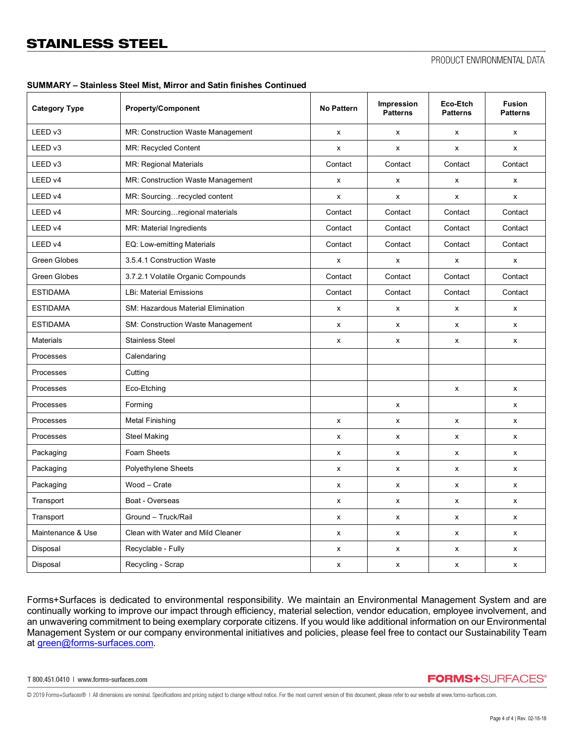# STAINLESS STEEL

PRODUCT ENVIRONMENTAL DATA

**SUMMARY – Stainless Steel Mist, Mirror and Satin finishes Continued**

| Category Type | Property/Component | No Pattern | Impression Patterns | Eco-Etch Patterns | Fusion Patterns |
|---|---|---|---|---|---|
| LEED v3 | MR: Construction Waste Management | x | x | x | x |
| LEED v3 | MR: Recycled Content | x | x | x | x |
| LEED v3 | MR: Regional Materials | Contact | Contact | Contact | Contact |
| LEED v4 | MR: Construction Waste Management | x | x | x | x |
| LEED v4 | MR: Sourcing…recycled content | x | x | x | x |
| LEED v4 | MR: Sourcing…regional materials | Contact | Contact | Contact | Contact |
| LEED v4 | MR: Material Ingredients | Contact | Contact | Contact | Contact |
| LEED v4 | EQ: Low-emitting Materials | Contact | Contact | Contact | Contact |
| Green Globes | 3.5.4.1 Construction Waste | x | x | x | x |
| Green Globes | 3.7.2.1 Volatile Organic Compounds | Contact | Contact | Contact | Contact |
| ESTIDAMA | LBi: Material Emissions | Contact | Contact | Contact | Contact |
| ESTIDAMA | SM: Hazardous Material Elimination | x | x | x | x |
| ESTIDAMA | SM: Construction Waste Management | x | x | x | x |
| Materials | Stainless Steel | x | x | x | x |
| Processes | Calendaring | | | | |
| Processes | Cutting | | | | |
| Processes | Eco-Etching | | | x | x |
| Processes | Forming | | x | | x |
| Processes | Metal Finishing | x | x | x | x |
| Processes | Steel Making | x | x | x | x |
| Packaging | Foam Sheets | x | x | x | x |
| Packaging | Polyethylene Sheets | x | x | x | x |
| Packaging | Wood – Crate | x | x | x | x |
| Transport | Boat - Overseas | x | x | x | x |
| Transport | Ground – Truck/Rail | x | x | x | x |
| Maintenance & Use | Clean with Water and Mild Cleaner | x | x | x | x |
| Disposal | Recyclable - Fully | x | x | x | x |
| Disposal | Recycling - Scrap | x | x | x | x |

Forms+Surfaces is dedicated to environmental responsibility. We maintain an Environmental Management System and are continually working to improve our impact through efficiency, material selection, vendor education, employee involvement, and an unwavering commitment to being exemplary corporate citizens. If you would like additional information on our Environmental Management System or our company environmental initiatives and policies, please feel free to contact our Sustainability Team at green@forms-surfaces.com.

T 800.451.0410 | www.forms-surfaces.com

FORMS+SURFACES®

© 2019 Forms+Surfaces® | All dimensions are nominal. Specifications and pricing subject to change without notice. For the most current version of this document, please refer to our website at www.forms-surfaces.com.

Rev. 02-16-18